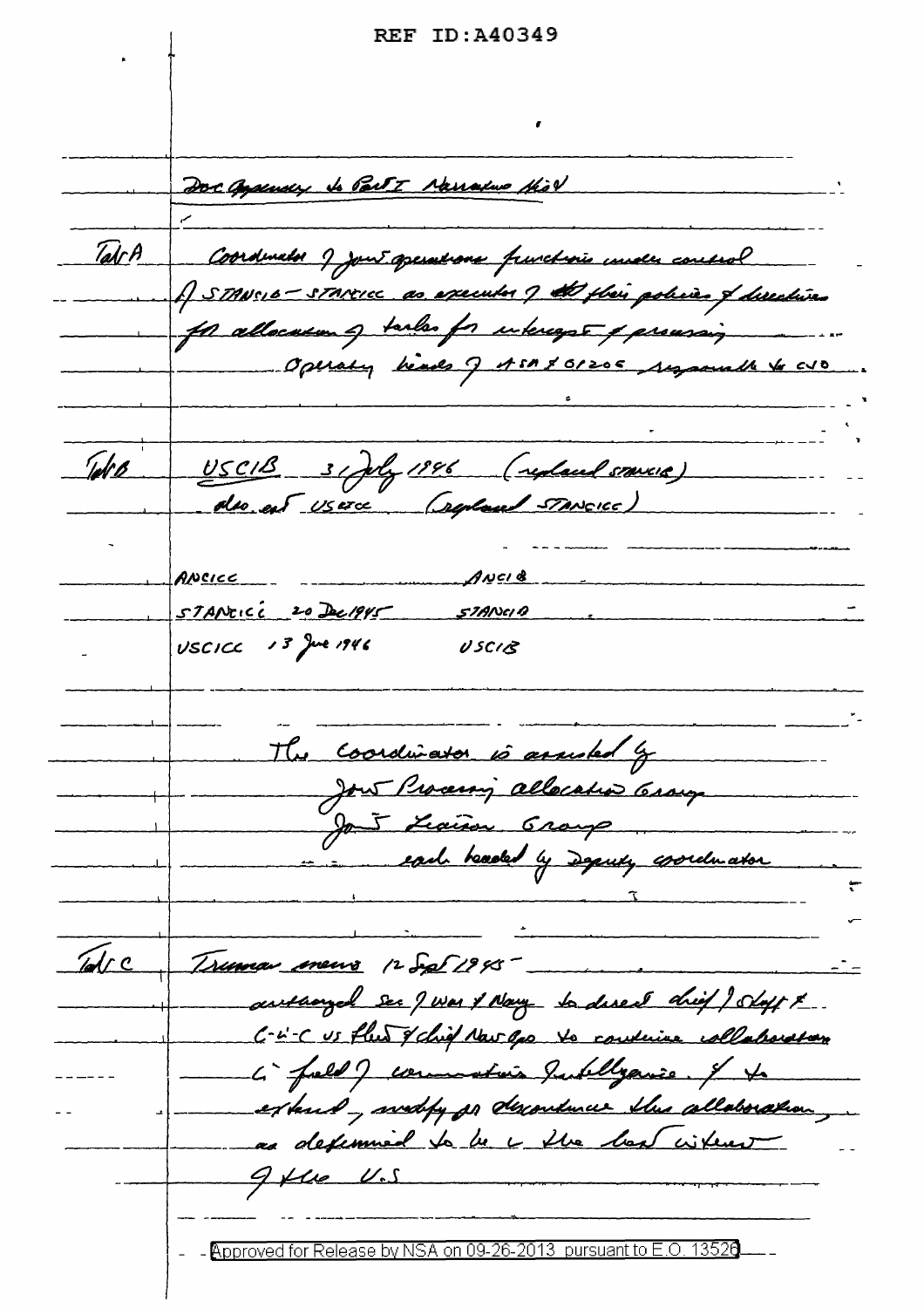REF ID:A40349

Doc Appendix to Part I Narrative Hist

Tab A — Coordinator of joint operations functions under control of STANCIB – STANCICC as executor of the their policies & directives for allocation of tasks for intercept & processing. Operating heads of ASA & OP20G responsible to CNO.

Tab B — USCIB 31 July 1946 (replaced STANCIB)
also est USCICC (replaced STANCICC)

| | |
|---|---|
| ANCICC | ANCIB |
| STANCICC 20 Dec 1945 | STANCIB |
| USCICC 13 June 1946 | USCIB |

The Coordinator is assisted by
Joint Processing allocation Group
Joint Liaison Group
each headed by Deputy coordinator

Tab C — Truman memo 12 Sept 1945 – authorized Sec of War & Navy to direct Chief of Staff & C-in-C US Fleet & Chief Naval Ops to continue collaboration in field of communication Intelligence. & to extend, modify or discontinue this collaboration, as determined to be in the best interest of the U.S.

Approved for Release by NSA on 09-26-2013 pursuant to E.O. 13526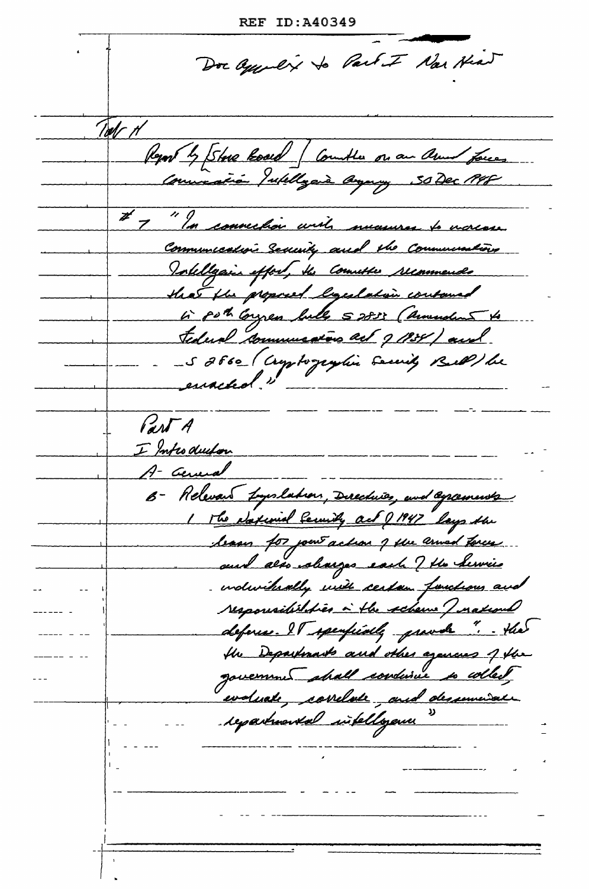REF ID:A40349

Doc Appendix to Part I Nar Hist

Tab H

Report by [Stone Board] Committee on an Armed Forces Communication Intelligence Agency 30 Dec 1948

#7 "In connection with measures to increase Communication Security and the Communications Intelligence effort, the Committee recommends that the proposed legislation contained in 80th Congress bills S 2833 (Amendment to Federal Communications Act of 1934) and S 2680 (Cryptographic Security Bill) be enacted."

Part A

I Introduction

A- General

B- Relevant Legislation, Directives, and Agreements

1 The National Security Act of 1947 lays the basis for joint action of the armed forces and also charges each of the Services individually with certain functions and responsibilities in the scheme of national defense. It specifically provides "... that the Departments and other agencies of the government shall continue to collect, evaluate, correlate, and disseminate departmental intelligence"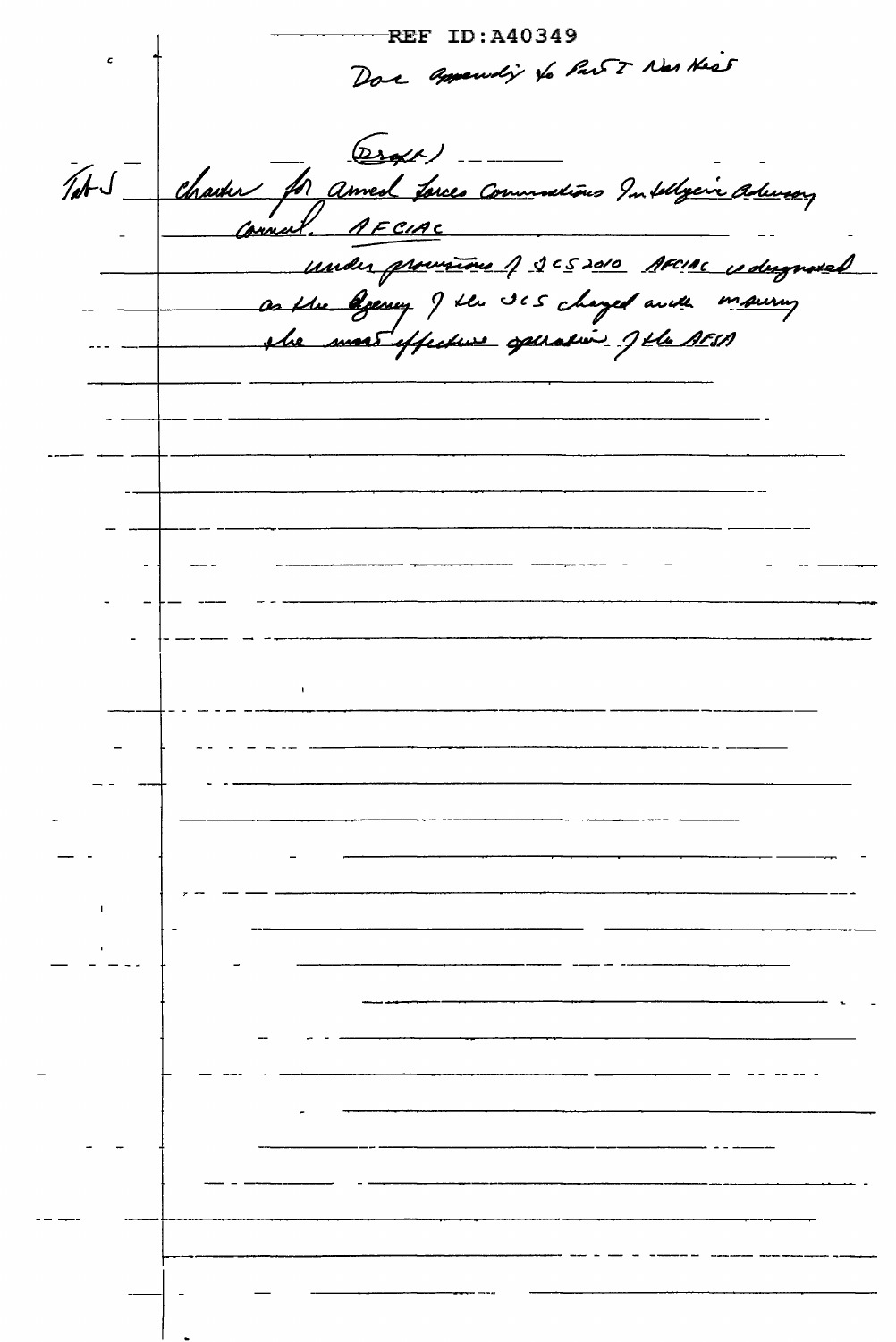REF ID:A40349

Doc appendix to Part I Nas Kest

(Draft)

Tab S  Charter for Armed Forces Communications Intelligence Advisory Council. AFCIAC

under provisions of JCS 2010 AFCIAC is designated as the agency of the JCS charged with insuring the most effective operation of the AFSA